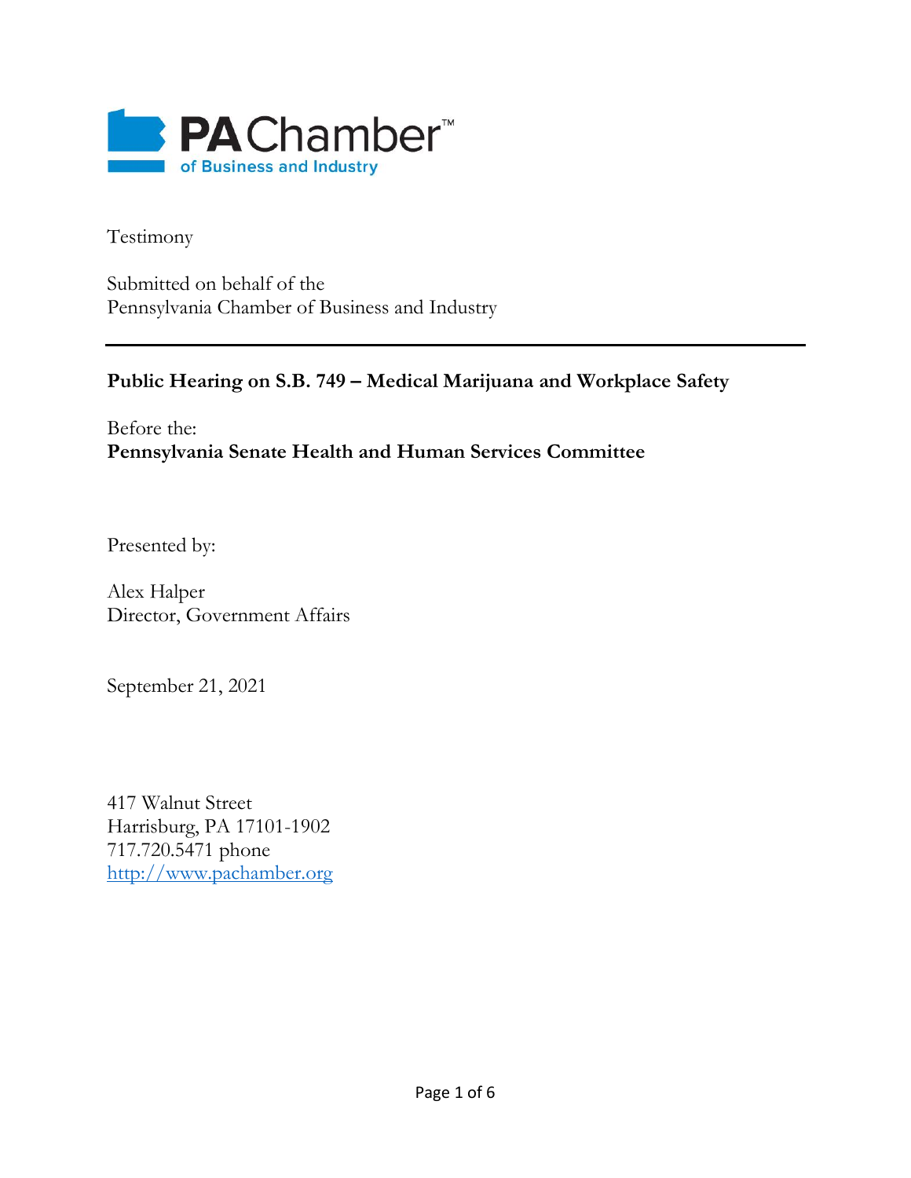PA Chamber™
of Business and Industry

Testimony

Submitted on behalf of the
Pennsylvania Chamber of Business and Industry

---

**Public Hearing on S.B. 749 – Medical Marijuana and Workplace Safety**

Before the:
**Pennsylvania Senate Health and Human Services Committee**

Presented by:

Alex Halper
Director, Government Affairs

September 21, 2021

417 Walnut Street
Harrisburg, PA 17101-1902
717.720.5471 phone
http://www.pachamber.org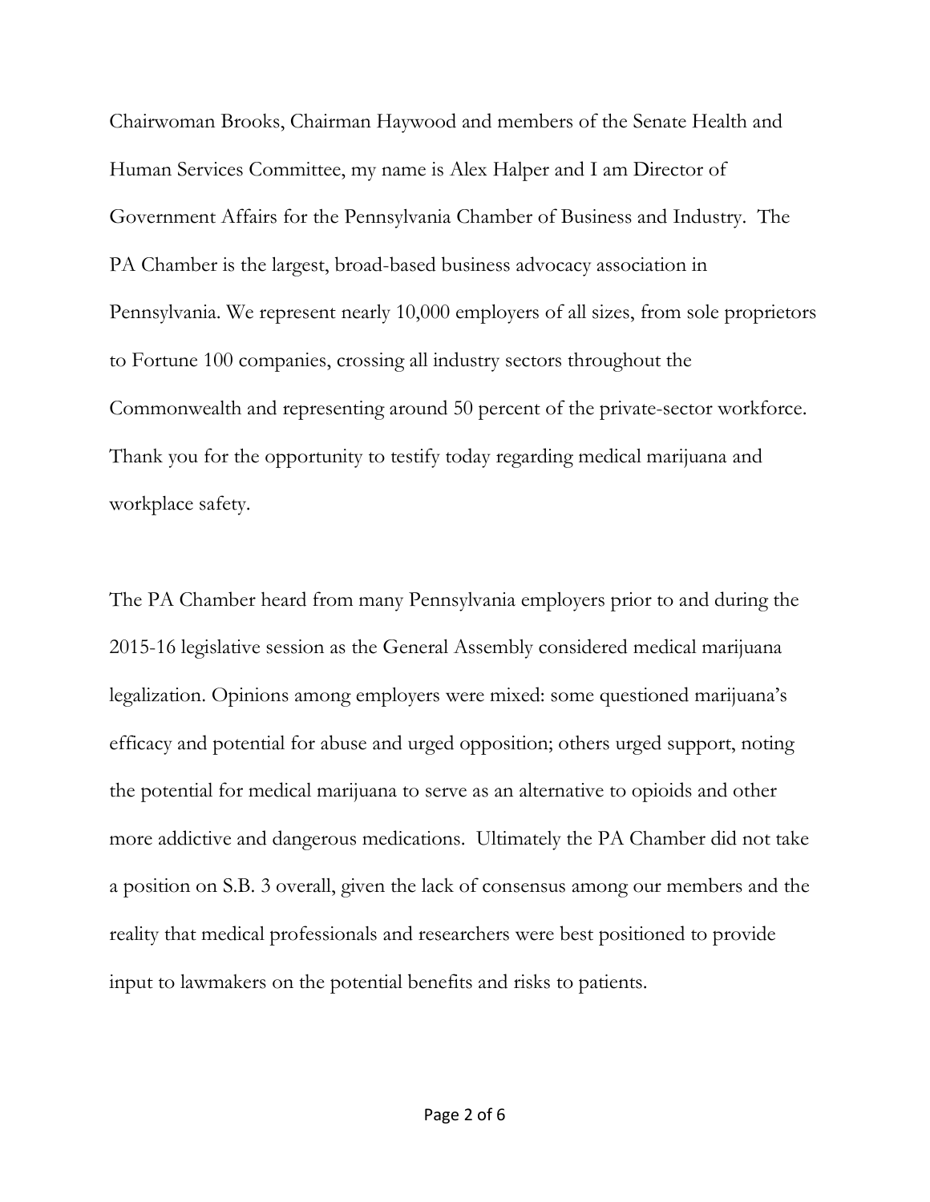Chairwoman Brooks, Chairman Haywood and members of the Senate Health and Human Services Committee, my name is Alex Halper and I am Director of Government Affairs for the Pennsylvania Chamber of Business and Industry. The PA Chamber is the largest, broad-based business advocacy association in Pennsylvania. We represent nearly 10,000 employers of all sizes, from sole proprietors to Fortune 100 companies, crossing all industry sectors throughout the Commonwealth and representing around 50 percent of the private-sector workforce. Thank you for the opportunity to testify today regarding medical marijuana and workplace safety.

The PA Chamber heard from many Pennsylvania employers prior to and during the 2015-16 legislative session as the General Assembly considered medical marijuana legalization. Opinions among employers were mixed: some questioned marijuana's efficacy and potential for abuse and urged opposition; others urged support, noting the potential for medical marijuana to serve as an alternative to opioids and other more addictive and dangerous medications. Ultimately the PA Chamber did not take a position on S.B. 3 overall, given the lack of consensus among our members and the reality that medical professionals and researchers were best positioned to provide input to lawmakers on the potential benefits and risks to patients.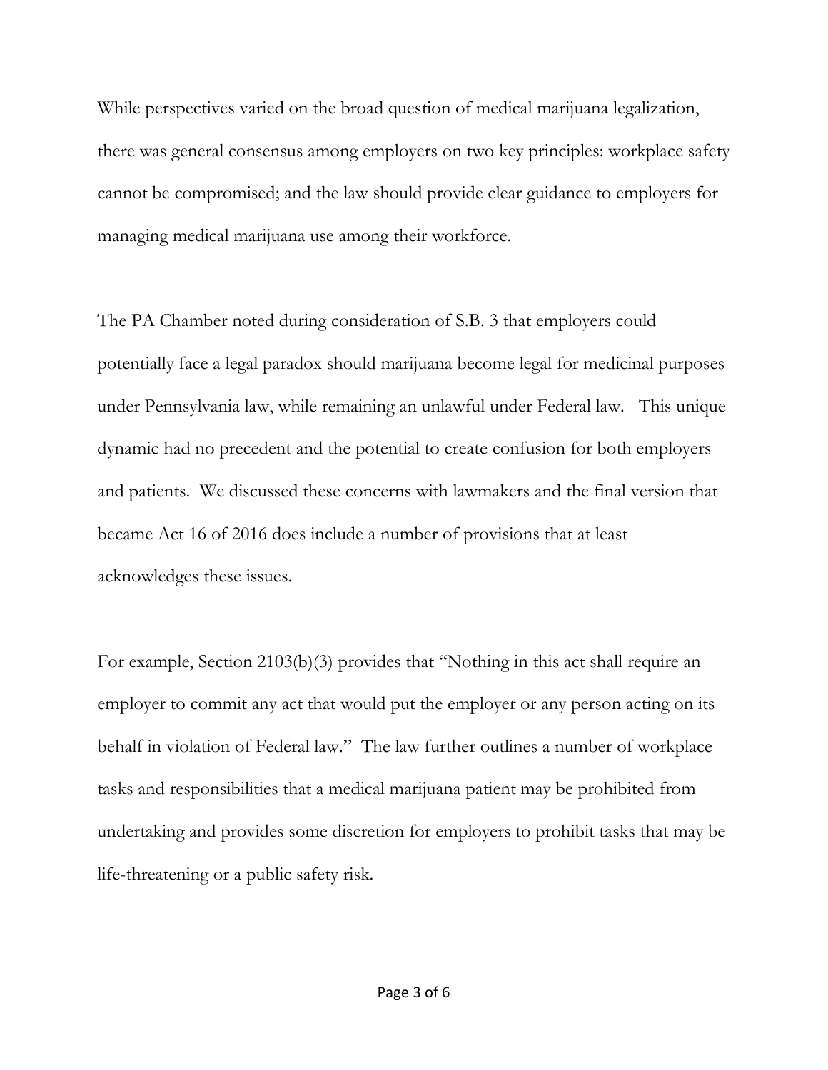While perspectives varied on the broad question of medical marijuana legalization, there was general consensus among employers on two key principles: workplace safety cannot be compromised; and the law should provide clear guidance to employers for managing medical marijuana use among their workforce.

The PA Chamber noted during consideration of S.B. 3 that employers could potentially face a legal paradox should marijuana become legal for medicinal purposes under Pennsylvania law, while remaining an unlawful under Federal law. This unique dynamic had no precedent and the potential to create confusion for both employers and patients. We discussed these concerns with lawmakers and the final version that became Act 16 of 2016 does include a number of provisions that at least acknowledges these issues.

For example, Section 2103(b)(3) provides that "Nothing in this act shall require an employer to commit any act that would put the employer or any person acting on its behalf in violation of Federal law." The law further outlines a number of workplace tasks and responsibilities that a medical marijuana patient may be prohibited from undertaking and provides some discretion for employers to prohibit tasks that may be life-threatening or a public safety risk.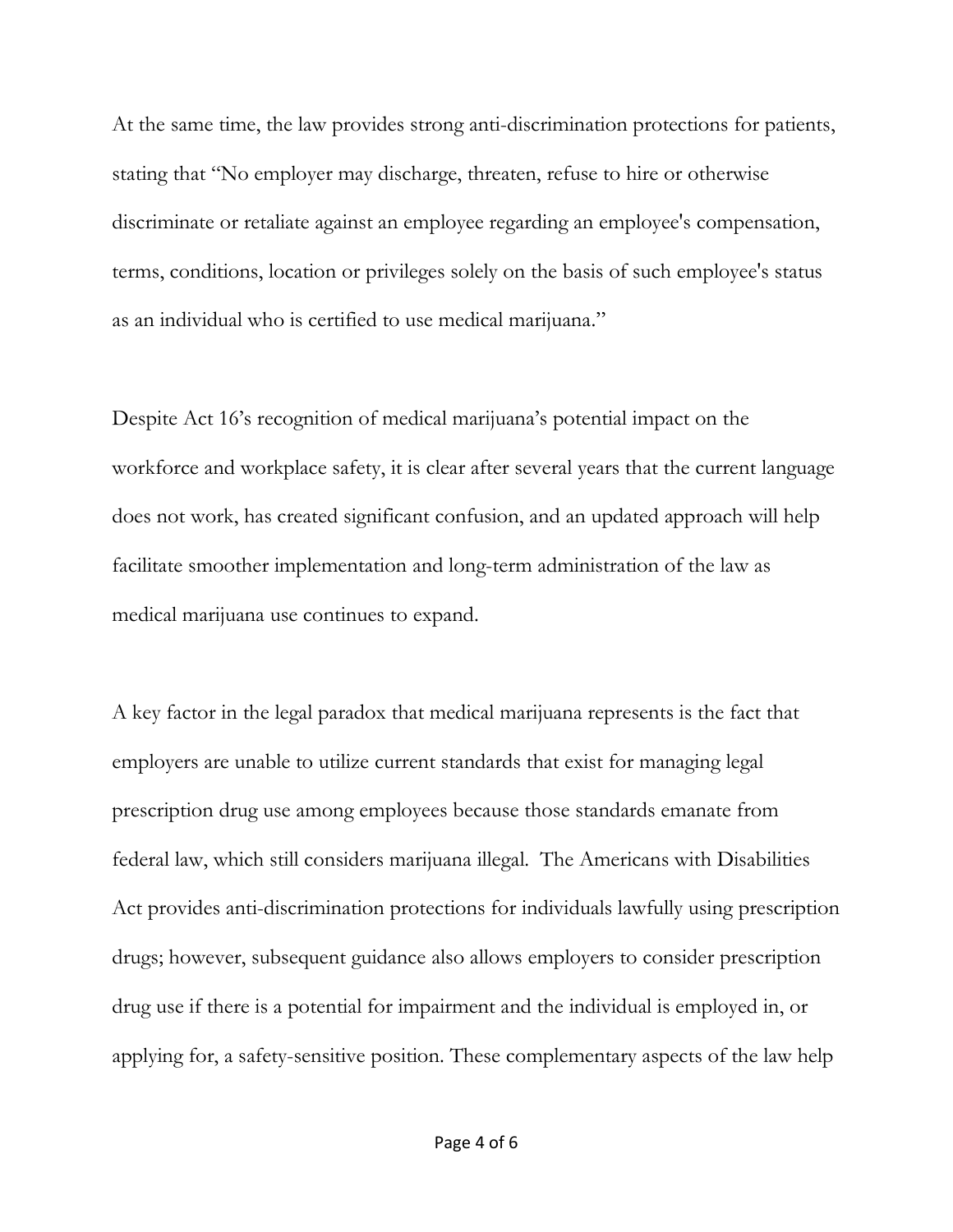At the same time, the law provides strong anti-discrimination protections for patients, stating that "No employer may discharge, threaten, refuse to hire or otherwise discriminate or retaliate against an employee regarding an employee's compensation, terms, conditions, location or privileges solely on the basis of such employee's status as an individual who is certified to use medical marijuana."

Despite Act 16's recognition of medical marijuana's potential impact on the workforce and workplace safety, it is clear after several years that the current language does not work, has created significant confusion, and an updated approach will help facilitate smoother implementation and long-term administration of the law as medical marijuana use continues to expand.

A key factor in the legal paradox that medical marijuana represents is the fact that employers are unable to utilize current standards that exist for managing legal prescription drug use among employees because those standards emanate from federal law, which still considers marijuana illegal. The Americans with Disabilities Act provides anti-discrimination protections for individuals lawfully using prescription drugs; however, subsequent guidance also allows employers to consider prescription drug use if there is a potential for impairment and the individual is employed in, or applying for, a safety-sensitive position. These complementary aspects of the law help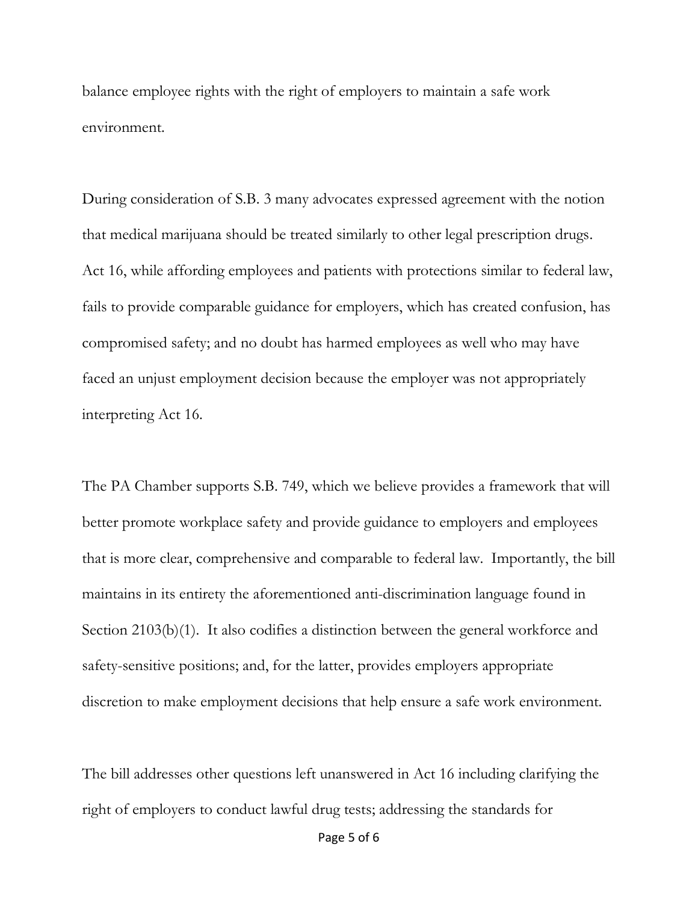balance employee rights with the right of employers to maintain a safe work environment.

During consideration of S.B. 3 many advocates expressed agreement with the notion that medical marijuana should be treated similarly to other legal prescription drugs. Act 16, while affording employees and patients with protections similar to federal law, fails to provide comparable guidance for employers, which has created confusion, has compromised safety; and no doubt has harmed employees as well who may have faced an unjust employment decision because the employer was not appropriately interpreting Act 16.

The PA Chamber supports S.B. 749, which we believe provides a framework that will better promote workplace safety and provide guidance to employers and employees that is more clear, comprehensive and comparable to federal law. Importantly, the bill maintains in its entirety the aforementioned anti-discrimination language found in Section 2103(b)(1). It also codifies a distinction between the general workforce and safety-sensitive positions; and, for the latter, provides employers appropriate discretion to make employment decisions that help ensure a safe work environment.

The bill addresses other questions left unanswered in Act 16 including clarifying the right of employers to conduct lawful drug tests; addressing the standards for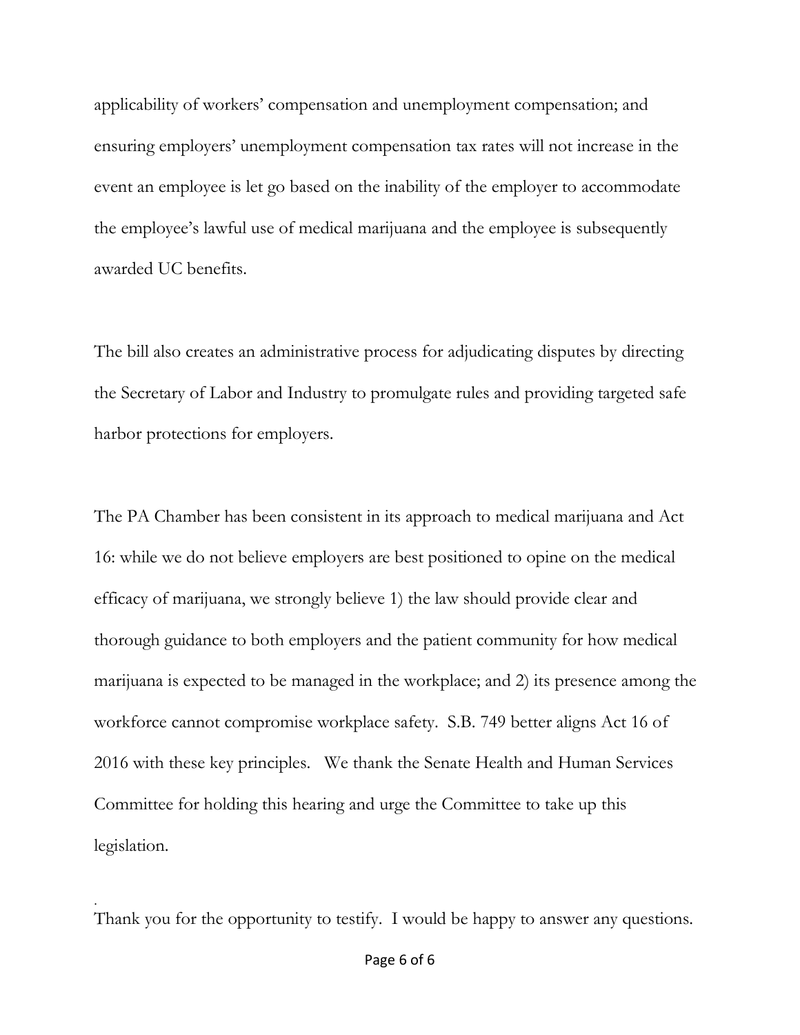applicability of workers' compensation and unemployment compensation; and ensuring employers' unemployment compensation tax rates will not increase in the event an employee is let go based on the inability of the employer to accommodate the employee's lawful use of medical marijuana and the employee is subsequently awarded UC benefits.

The bill also creates an administrative process for adjudicating disputes by directing the Secretary of Labor and Industry to promulgate rules and providing targeted safe harbor protections for employers.

The PA Chamber has been consistent in its approach to medical marijuana and Act 16: while we do not believe employers are best positioned to opine on the medical efficacy of marijuana, we strongly believe 1) the law should provide clear and thorough guidance to both employers and the patient community for how medical marijuana is expected to be managed in the workplace; and 2) its presence among the workforce cannot compromise workplace safety. S.B. 749 better aligns Act 16 of 2016 with these key principles. We thank the Senate Health and Human Services Committee for holding this hearing and urge the Committee to take up this legislation.

Thank you for the opportunity to testify. I would be happy to answer any questions.